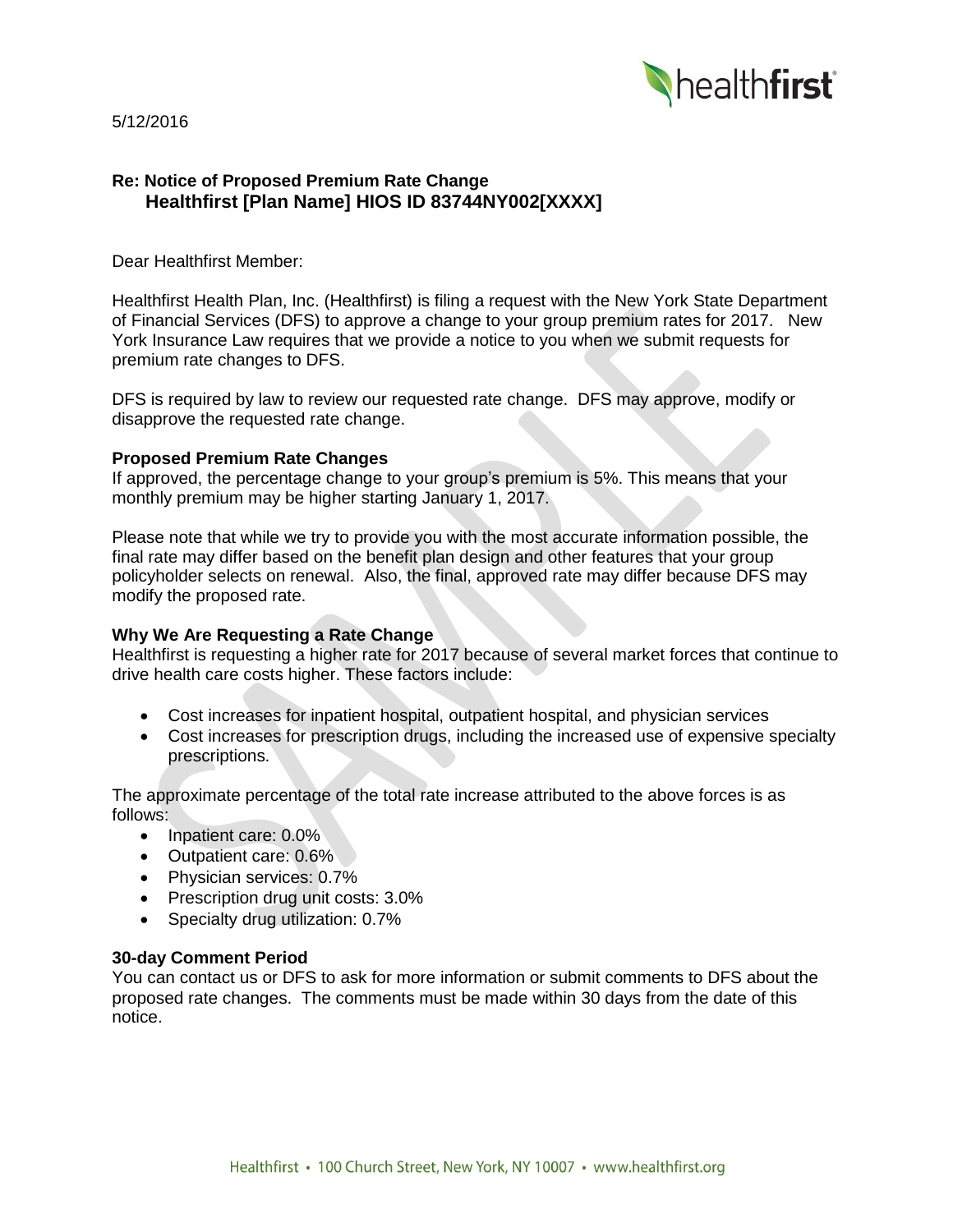5/12/2016

**Re: Notice of Proposed Premium Rate Change**
**Healthfirst [Plan Name] HIOS ID 83744NY002[XXXX]**

Dear Healthfirst Member:

Healthfirst Health Plan, Inc. (Healthfirst) is filing a request with the New York State Department of Financial Services (DFS) to approve a change to your group premium rates for 2017. New York Insurance Law requires that we provide a notice to you when we submit requests for premium rate changes to DFS.

DFS is required by law to review our requested rate change. DFS may approve, modify or disapprove the requested rate change.

**Proposed Premium Rate Changes**

If approved, the percentage change to your group's premium is 5%. This means that your monthly premium may be higher starting January 1, 2017.

Please note that while we try to provide you with the most accurate information possible, the final rate may differ based on the benefit plan design and other features that your group policyholder selects on renewal. Also, the final, approved rate may differ because DFS may modify the proposed rate.

**Why We Are Requesting a Rate Change**

Healthfirst is requesting a higher rate for 2017 because of several market forces that continue to drive health care costs higher. These factors include:

- Cost increases for inpatient hospital, outpatient hospital, and physician services
- Cost increases for prescription drugs, including the increased use of expensive specialty prescriptions.

The approximate percentage of the total rate increase attributed to the above forces is as follows:

- Inpatient care: 0.0%
- Outpatient care: 0.6%
- Physician services: 0.7%
- Prescription drug unit costs: 3.0%
- Specialty drug utilization: 0.7%

**30-day Comment Period**

You can contact us or DFS to ask for more information or submit comments to DFS about the proposed rate changes. The comments must be made within 30 days from the date of this notice.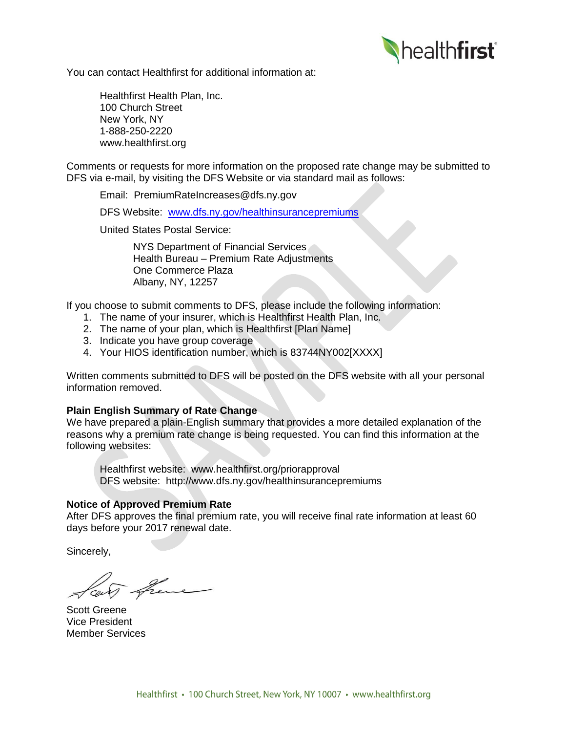You can contact Healthfirst for additional information at:

Healthfirst Health Plan, Inc.
100 Church Street
New York, NY
1-888-250-2220
www.healthfirst.org

Comments or requests for more information on the proposed rate change may be submitted to DFS via e-mail, by visiting the DFS Website or via standard mail as follows:

Email: PremiumRateIncreases@dfs.ny.gov

DFS Website: www.dfs.ny.gov/healthinsurancepremiums

United States Postal Service:

NYS Department of Financial Services
Health Bureau – Premium Rate Adjustments
One Commerce Plaza
Albany, NY, 12257

If you choose to submit comments to DFS, please include the following information:

1. The name of your insurer, which is Healthfirst Health Plan, Inc.
2. The name of your plan, which is Healthfirst [Plan Name]
3. Indicate you have group coverage
4. Your HIOS identification number, which is 83744NY002[XXXX]

Written comments submitted to DFS will be posted on the DFS website with all your personal information removed.

**Plain English Summary of Rate Change**
We have prepared a plain-English summary that provides a more detailed explanation of the reasons why a premium rate change is being requested. You can find this information at the following websites:

Healthfirst website: www.healthfirst.org/priorapproval
DFS website: http://www.dfs.ny.gov/healthinsurancepremiums

**Notice of Approved Premium Rate**
After DFS approves the final premium rate, you will receive final rate information at least 60 days before your 2017 renewal date.

Sincerely,

Scott Greene
Vice President
Member Services

Healthfirst • 100 Church Street, New York, NY 10007 • www.healthfirst.org